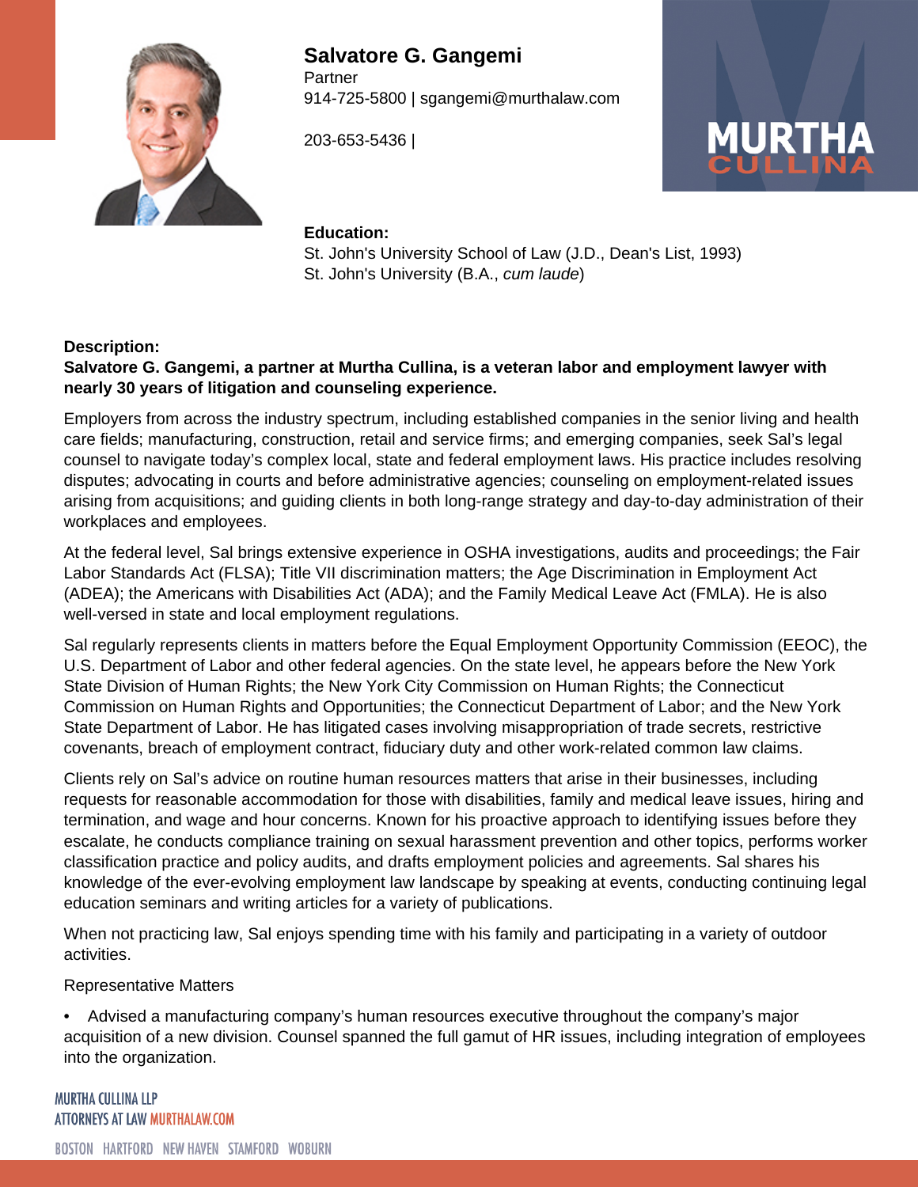# Salvatore G. Gangemi

Partner

914-725-5800 | sgangemi@murthalaw.com

203-653-5436 |

**Education:**

St. John's University School of Law (J.D., Dean's List, 1993)

St. John's University (B.A., *cum laude*)

**Description:**

**Salvatore G. Gangemi, a partner at Murtha Cullina, is a veteran labor and employment lawyer with nearly 30 years of litigation and counseling experience.**

Employers from across the industry spectrum, including established companies in the senior living and health care fields; manufacturing, construction, retail and service firms; and emerging companies, seek Sal's legal counsel to navigate today's complex local, state and federal employment laws. His practice includes resolving disputes; advocating in courts and before administrative agencies; counseling on employment-related issues arising from acquisitions; and guiding clients in both long-range strategy and day-to-day administration of their workplaces and employees.

At the federal level, Sal brings extensive experience in OSHA investigations, audits and proceedings; the Fair Labor Standards Act (FLSA); Title VII discrimination matters; the Age Discrimination in Employment Act (ADEA); the Americans with Disabilities Act (ADA); and the Family Medical Leave Act (FMLA). He is also well-versed in state and local employment regulations.

Sal regularly represents clients in matters before the Equal Employment Opportunity Commission (EEOC), the U.S. Department of Labor and other federal agencies. On the state level, he appears before the New York State Division of Human Rights; the New York City Commission on Human Rights; the Connecticut Commission on Human Rights and Opportunities; the Connecticut Department of Labor; and the New York State Department of Labor. He has litigated cases involving misappropriation of trade secrets, restrictive covenants, breach of employment contract, fiduciary duty and other work-related common law claims.

Clients rely on Sal's advice on routine human resources matters that arise in their businesses, including requests for reasonable accommodation for those with disabilities, family and medical leave issues, hiring and termination, and wage and hour concerns. Known for his proactive approach to identifying issues before they escalate, he conducts compliance training on sexual harassment prevention and other topics, performs worker classification practice and policy audits, and drafts employment policies and agreements. Sal shares his knowledge of the ever-evolving employment law landscape by speaking at events, conducting continuing legal education seminars and writing articles for a variety of publications.

When not practicing law, Sal enjoys spending time with his family and participating in a variety of outdoor activities.

Representative Matters

- Advised a manufacturing company's human resources executive throughout the company's major acquisition of a new division. Counsel spanned the full gamut of HR issues, including integration of employees into the organization.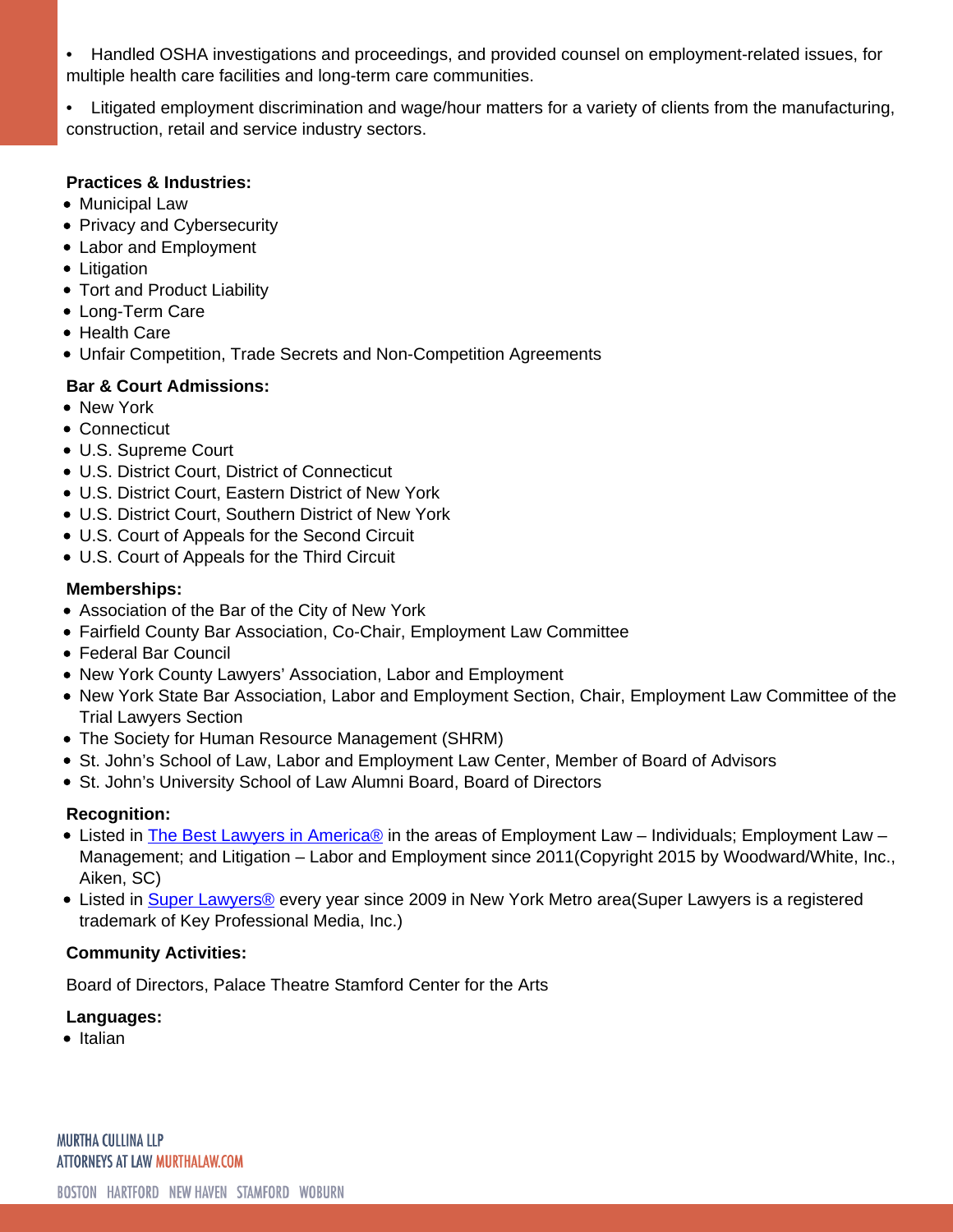- Handled OSHA investigations and proceedings, and provided counsel on employment-related issues, for multiple health care facilities and long-term care communities.

- Litigated employment discrimination and wage/hour matters for a variety of clients from the manufacturing, construction, retail and service industry sectors.

**Practices & Industries:**

- Municipal Law
- Privacy and Cybersecurity
- Labor and Employment
- Litigation
- Tort and Product Liability
- Long-Term Care
- Health Care
- Unfair Competition, Trade Secrets and Non-Competition Agreements

**Bar & Court Admissions:**

- New York
- Connecticut
- U.S. Supreme Court
- U.S. District Court, District of Connecticut
- U.S. District Court, Eastern District of New York
- U.S. District Court, Southern District of New York
- U.S. Court of Appeals for the Second Circuit
- U.S. Court of Appeals for the Third Circuit

**Memberships:**

- Association of the Bar of the City of New York
- Fairfield County Bar Association, Co-Chair, Employment Law Committee
- Federal Bar Council
- New York County Lawyers' Association, Labor and Employment
- New York State Bar Association, Labor and Employment Section, Chair, Employment Law Committee of the Trial Lawyers Section
- The Society for Human Resource Management (SHRM)
- St. John's School of Law, Labor and Employment Law Center, Member of Board of Advisors
- St. John's University School of Law Alumni Board, Board of Directors

**Recognition:**

- Listed in The Best Lawyers in America® in the areas of Employment Law – Individuals; Employment Law – Management; and Litigation – Labor and Employment since 2011(Copyright 2015 by Woodward/White, Inc., Aiken, SC)
- Listed in Super Lawyers® every year since 2009 in New York Metro area(Super Lawyers is a registered trademark of Key Professional Media, Inc.)

**Community Activities:**

Board of Directors, Palace Theatre Stamford Center for the Arts

**Languages:**

- Italian